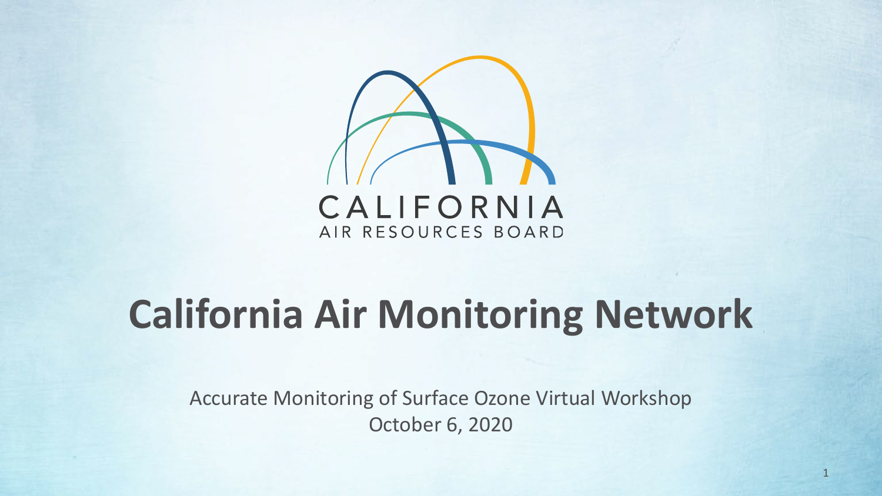CALIFORNIA
AIR RESOURCES BOARD

# California Air Monitoring Network

Accurate Monitoring of Surface Ozone Virtual Workshop
October 6, 2020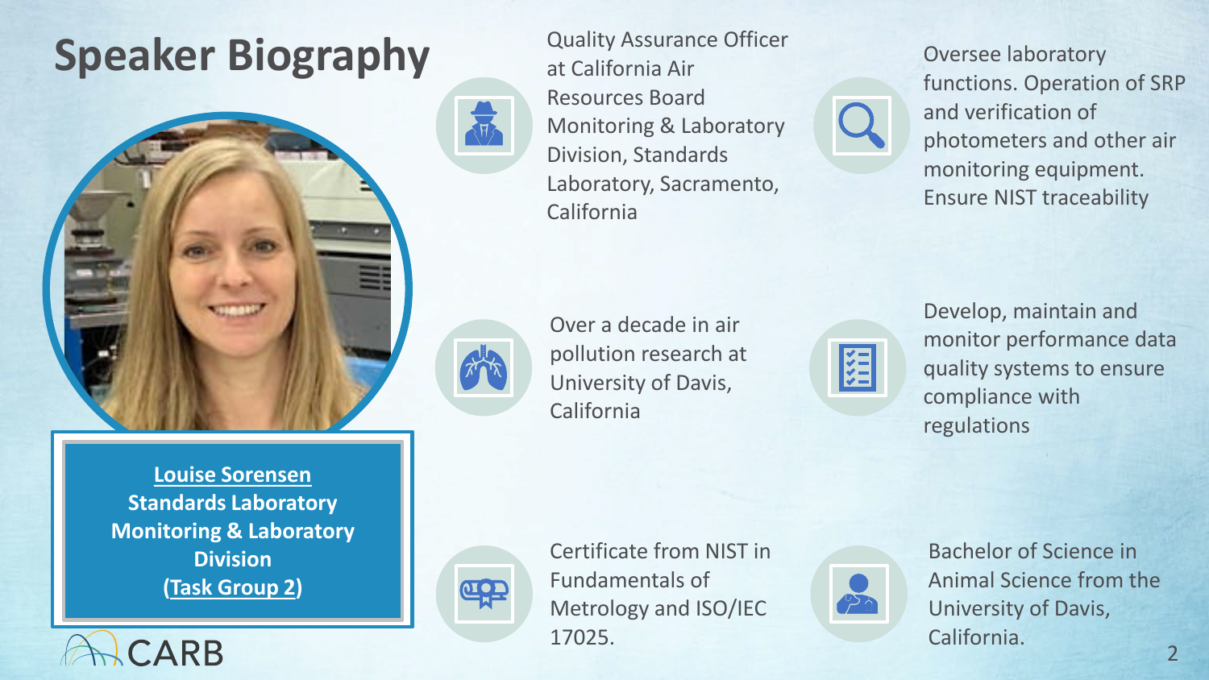# Speaker Biography

**Louise Sorensen**
**Standards Laboratory**
**Monitoring & Laboratory Division**
**(Task Group 2)**

CARB

- Quality Assurance Officer at California Air Resources Board Monitoring & Laboratory Division, Standards Laboratory, Sacramento, California
- Oversee laboratory functions. Operation of SRP and verification of photometers and other air monitoring equipment. Ensure NIST traceability
- Over a decade in air pollution research at University of Davis, California
- Develop, maintain and monitor performance data quality systems to ensure compliance with regulations
- Certificate from NIST in Fundamentals of Metrology and ISO/IEC 17025.
- Bachelor of Science in Animal Science from the University of Davis, California.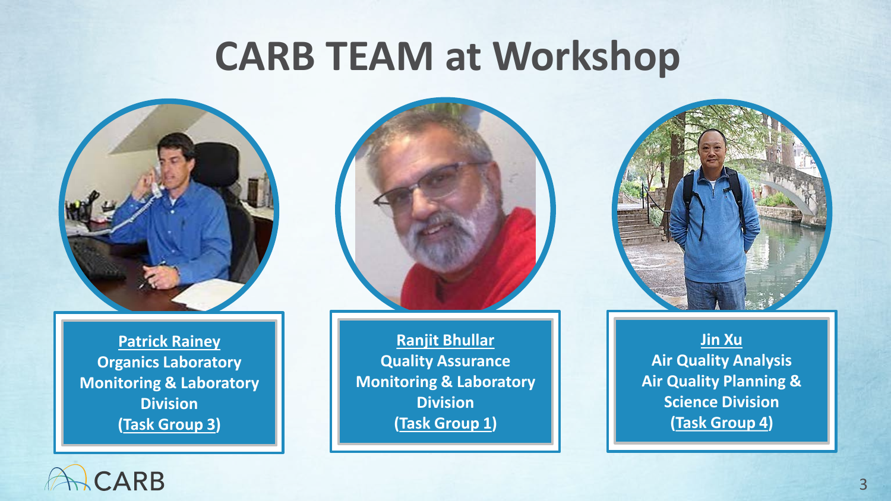# CARB TEAM at Workshop

**Patrick Rainey**
**Organics Laboratory**
**Monitoring & Laboratory Division**
**(Task Group 3)**

**Ranjit Bhullar**
**Quality Assurance**
**Monitoring & Laboratory Division**
**(Task Group 1)**

**Jin Xu**
**Air Quality Analysis**
**Air Quality Planning & Science Division**
**(Task Group 4)**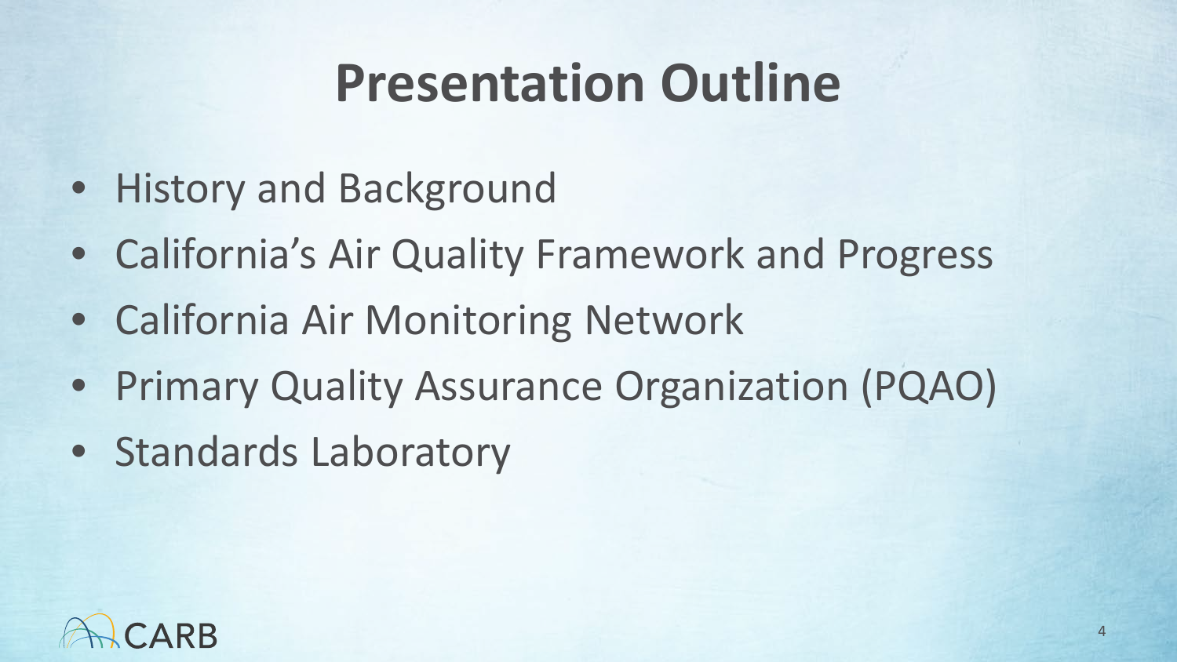# Presentation Outline

- History and Background
- California's Air Quality Framework and Progress
- California Air Monitoring Network
- Primary Quality Assurance Organization (PQAO)
- Standards Laboratory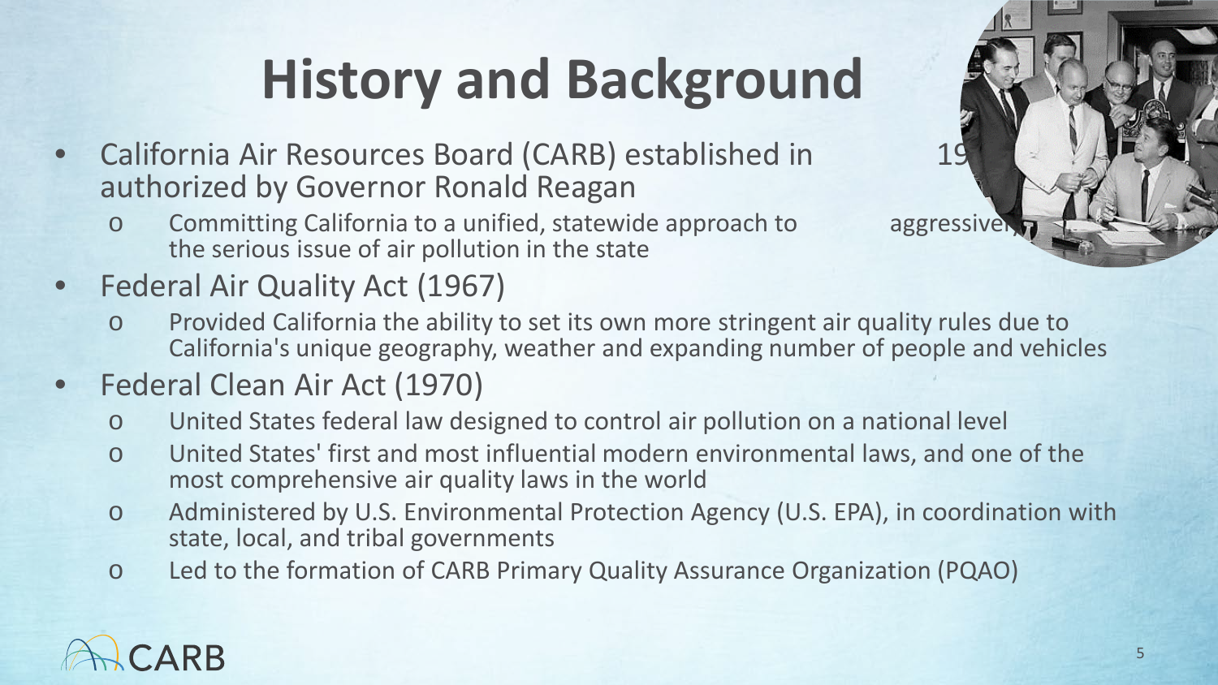# History and Background

- California Air Resources Board (CARB) established in 19 authorized by Governor Ronald Reagan
  - Committing California to a unified, statewide approach to aggressive the serious issue of air pollution in the state
- Federal Air Quality Act (1967)
  - Provided California the ability to set its own more stringent air quality rules due to California's unique geography, weather and expanding number of people and vehicles
- Federal Clean Air Act (1970)
  - United States federal law designed to control air pollution on a national level
  - United States' first and most influential modern environmental laws, and one of the most comprehensive air quality laws in the world
  - Administered by U.S. Environmental Protection Agency (U.S. EPA), in coordination with state, local, and tribal governments
  - Led to the formation of CARB Primary Quality Assurance Organization (PQAO)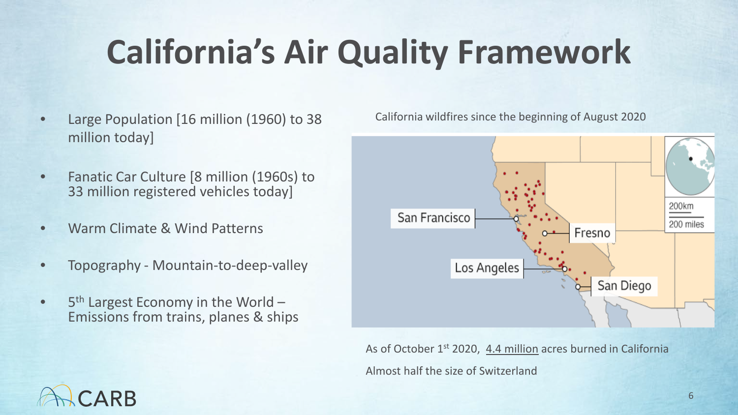# California's Air Quality Framework

- Large Population [16 million (1960) to 38 million today]
- Fanatic Car Culture [8 million (1960s) to 33 million registered vehicles today]
- Warm Climate & Wind Patterns
- Topography - Mountain-to-deep-valley
- 5th Largest Economy in the World – Emissions from trains, planes & ships

California wildfires since the beginning of August 2020

San Francisco

Fresno

Los Angeles

San Diego

200km

200 miles

As of October 1st 2020, 4.4 million acres burned in California

Almost half the size of Switzerland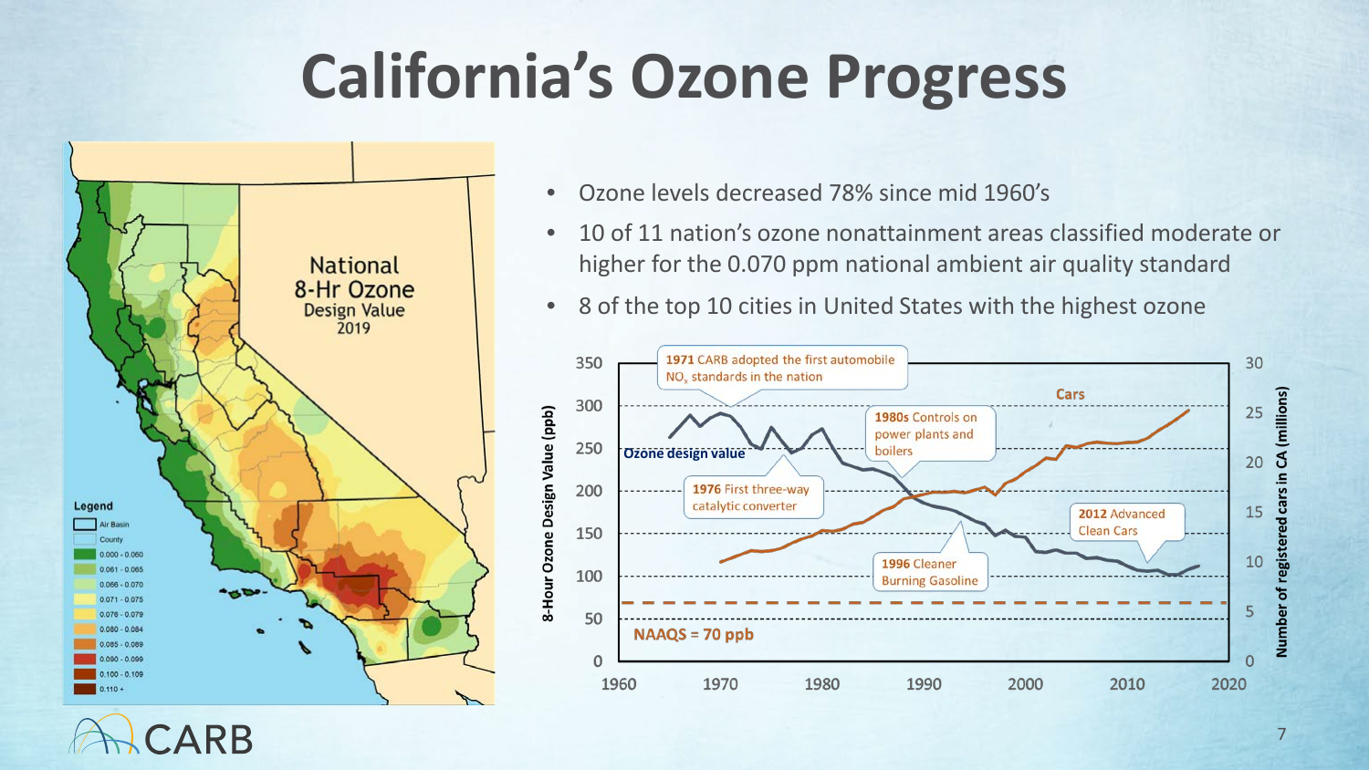# California's Ozone Progress

- Ozone levels decreased 78% since mid 1960's
- 10 of 11 nation's ozone nonattainment areas classified moderate or higher for the 0.070 ppm national ambient air quality standard
- 8 of the top 10 cities in United States with the highest ozone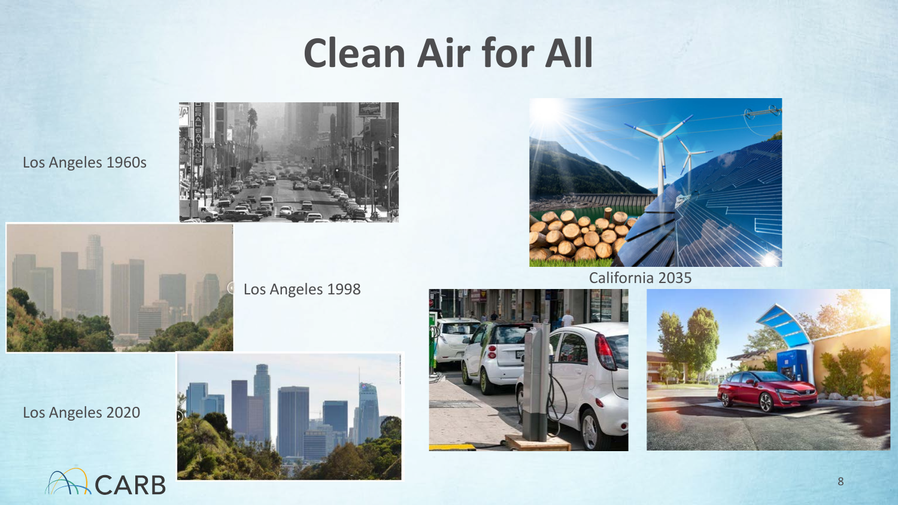# Clean Air for All

Los Angeles 1960s

Los Angeles 1998

Los Angeles 2020

California 2035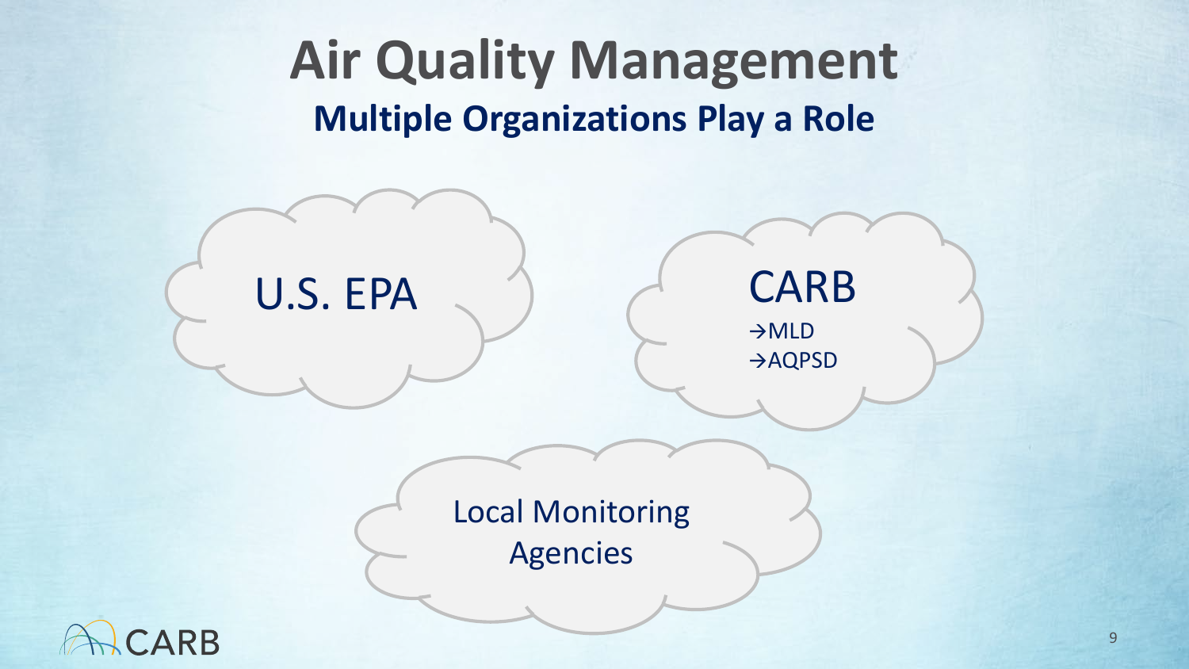# Air Quality Management

## Multiple Organizations Play a Role

U.S. EPA

CARB
- →MLD
- →AQPSD

Local Monitoring Agencies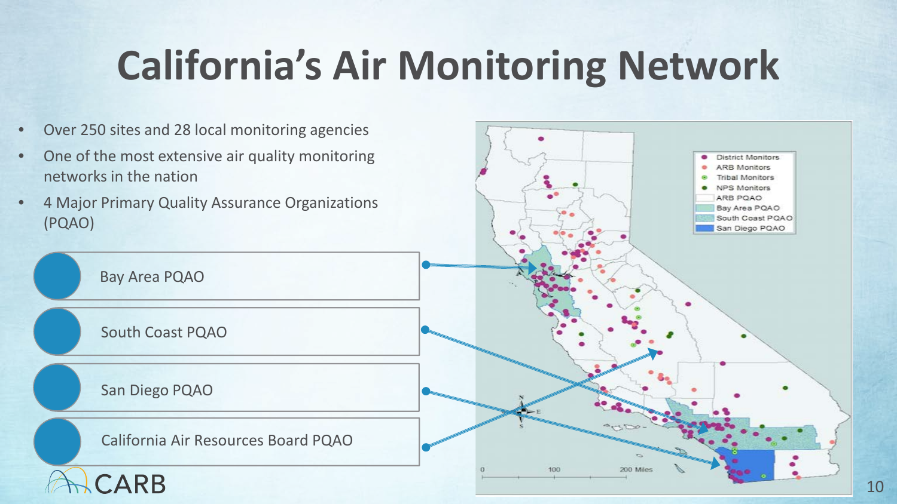# California's Air Monitoring Network

- Over 250 sites and 28 local monitoring agencies
- One of the most extensive air quality monitoring networks in the nation
- 4 Major Primary Quality Assurance Organizations (PQAO)

- Bay Area PQAO
- South Coast PQAO
- San Diego PQAO
- California Air Resources Board PQAO

District Monitors
ARB Monitors
Tribal Monitors
NPS Monitors
ARB PQAO
Bay Area PQAO
South Coast PQAO
San Diego PQAO

0 100 200 Miles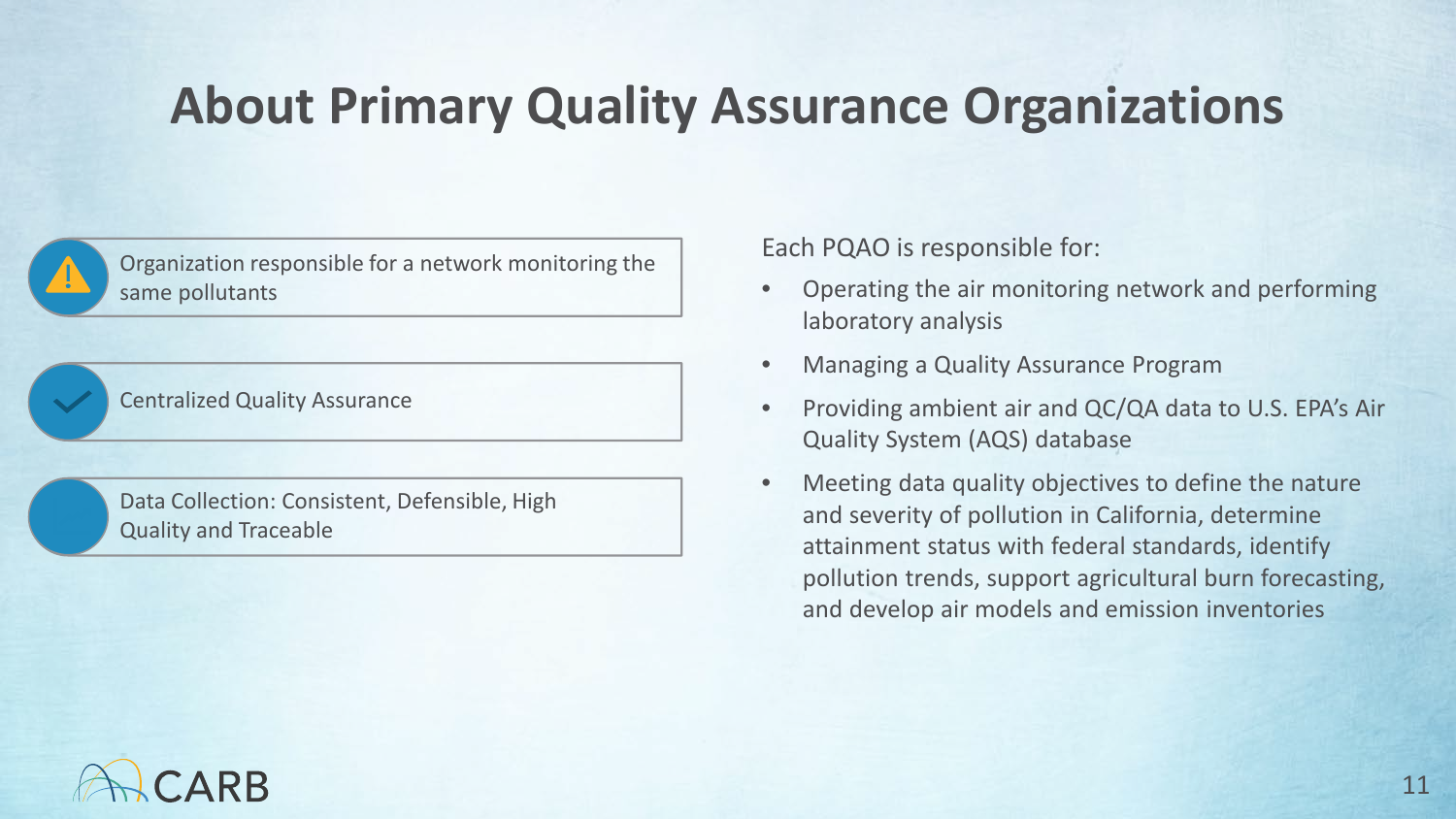# About Primary Quality Assurance Organizations

- Organization responsible for a network monitoring the same pollutants
- Centralized Quality Assurance
- Data Collection: Consistent, Defensible, High Quality and Traceable

Each PQAO is responsible for:

- Operating the air monitoring network and performing laboratory analysis
- Managing a Quality Assurance Program
- Providing ambient air and QC/QA data to U.S. EPA's Air Quality System (AQS) database
- Meeting data quality objectives to define the nature and severity of pollution in California, determine attainment status with federal standards, identify pollution trends, support agricultural burn forecasting, and develop air models and emission inventories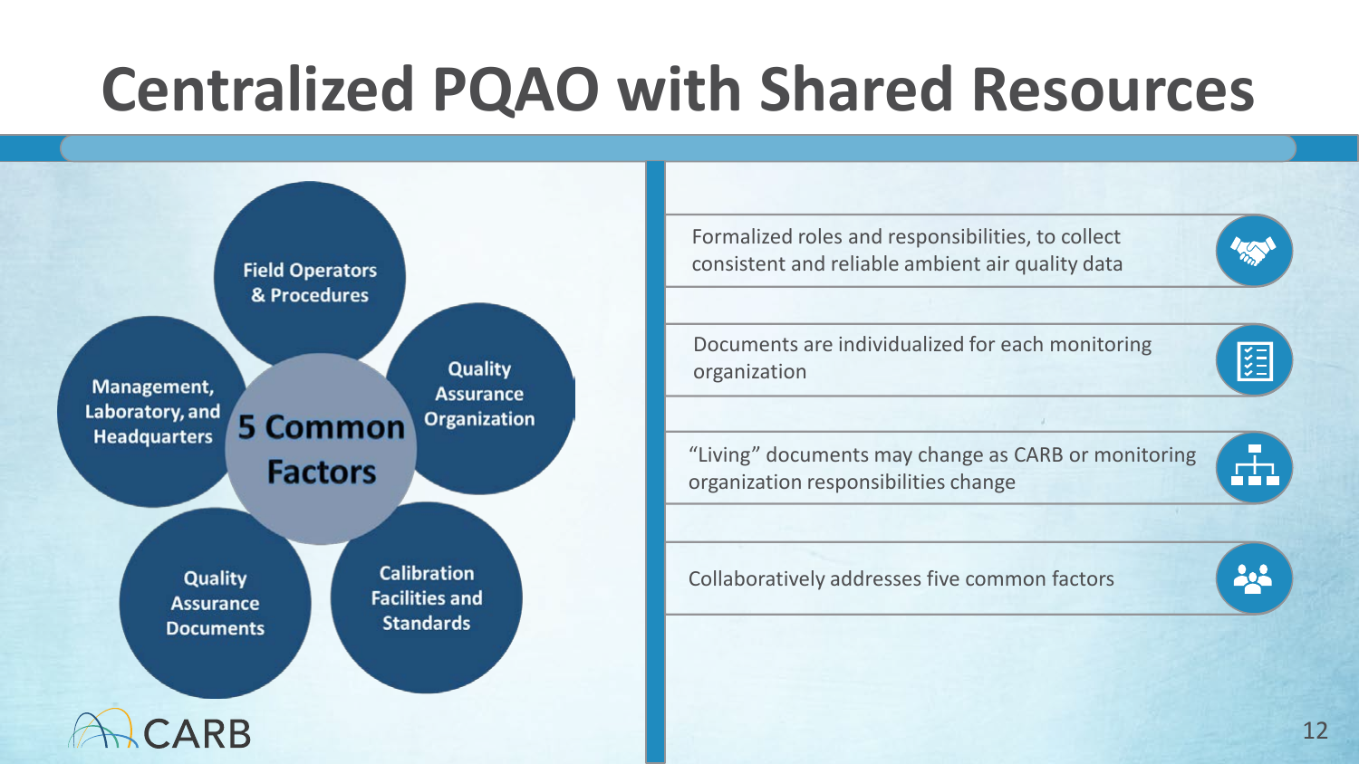# Centralized PQAO with Shared Resources

**5 Common Factors**

- Field Operators & Procedures
- Quality Assurance Organization
- Calibration Facilities and Standards
- Quality Assurance Documents
- Management, Laboratory, and Headquarters

---

- Formalized roles and responsibilities, to collect consistent and reliable ambient air quality data
- Documents are individualized for each monitoring organization
- "Living" documents may change as CARB or monitoring organization responsibilities change
- Collaboratively addresses five common factors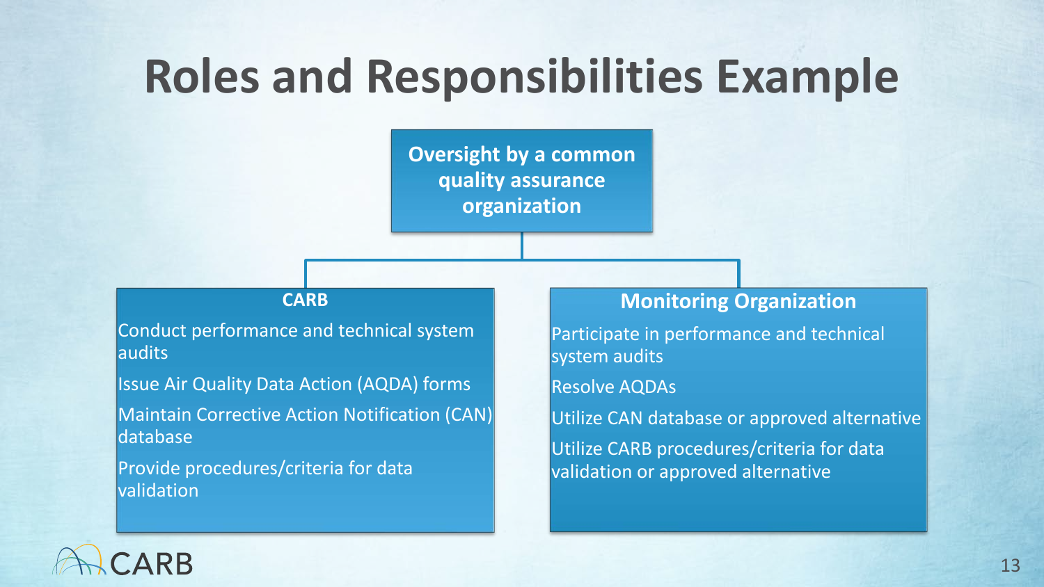# Roles and Responsibilities Example

**Oversight by a common quality assurance organization**

**CARB**

- Conduct performance and technical system audits
- Issue Air Quality Data Action (AQDA) forms
- Maintain Corrective Action Notification (CAN) database
- Provide procedures/criteria for data validation

**Monitoring Organization**

- Participate in performance and technical system audits
- Resolve AQDAs
- Utilize CAN database or approved alternative
- Utilize CARB procedures/criteria for data validation or approved alternative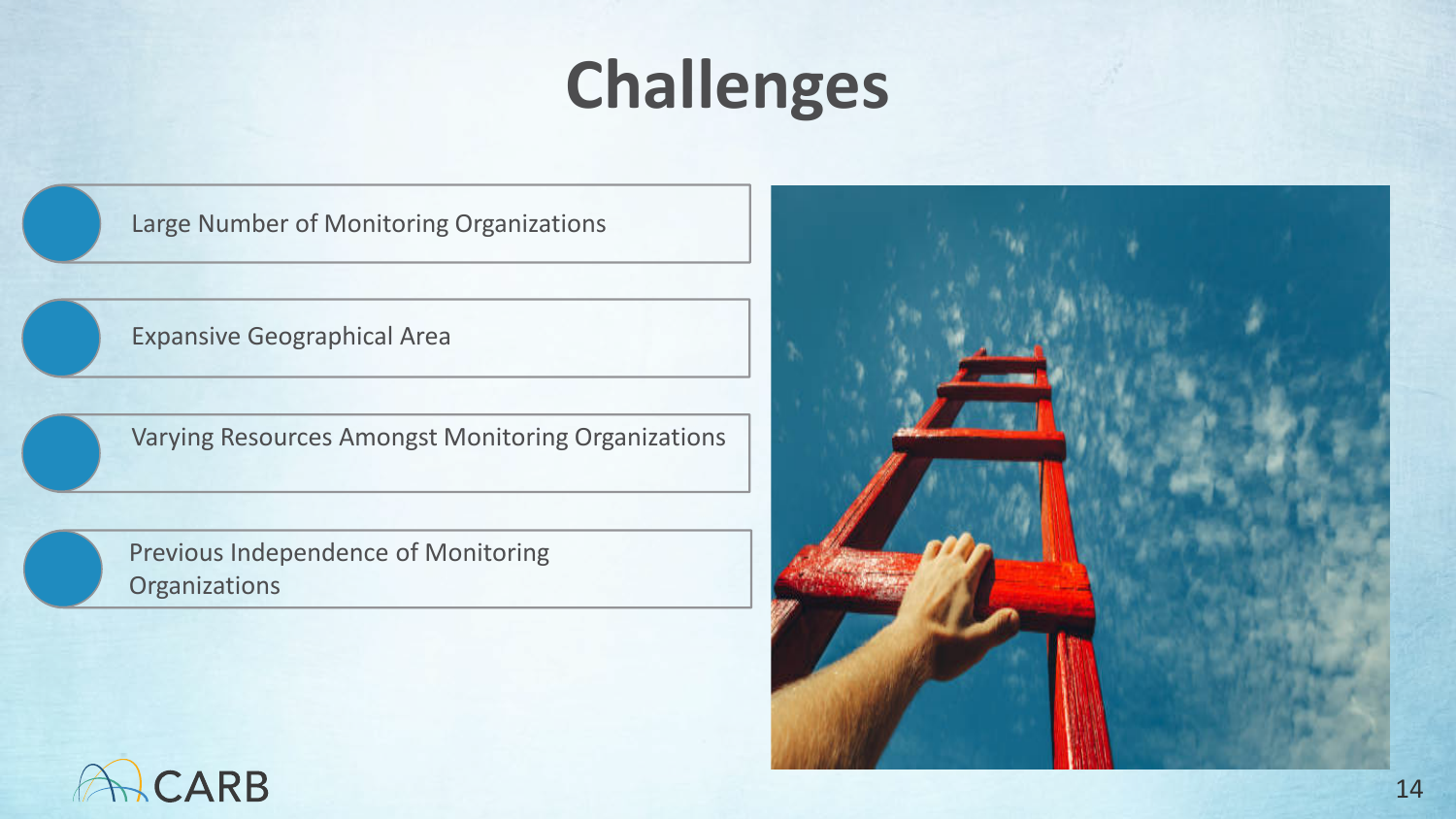# Challenges

- Large Number of Monitoring Organizations
- Expansive Geographical Area
- Varying Resources Amongst Monitoring Organizations
- Previous Independence of Monitoring Organizations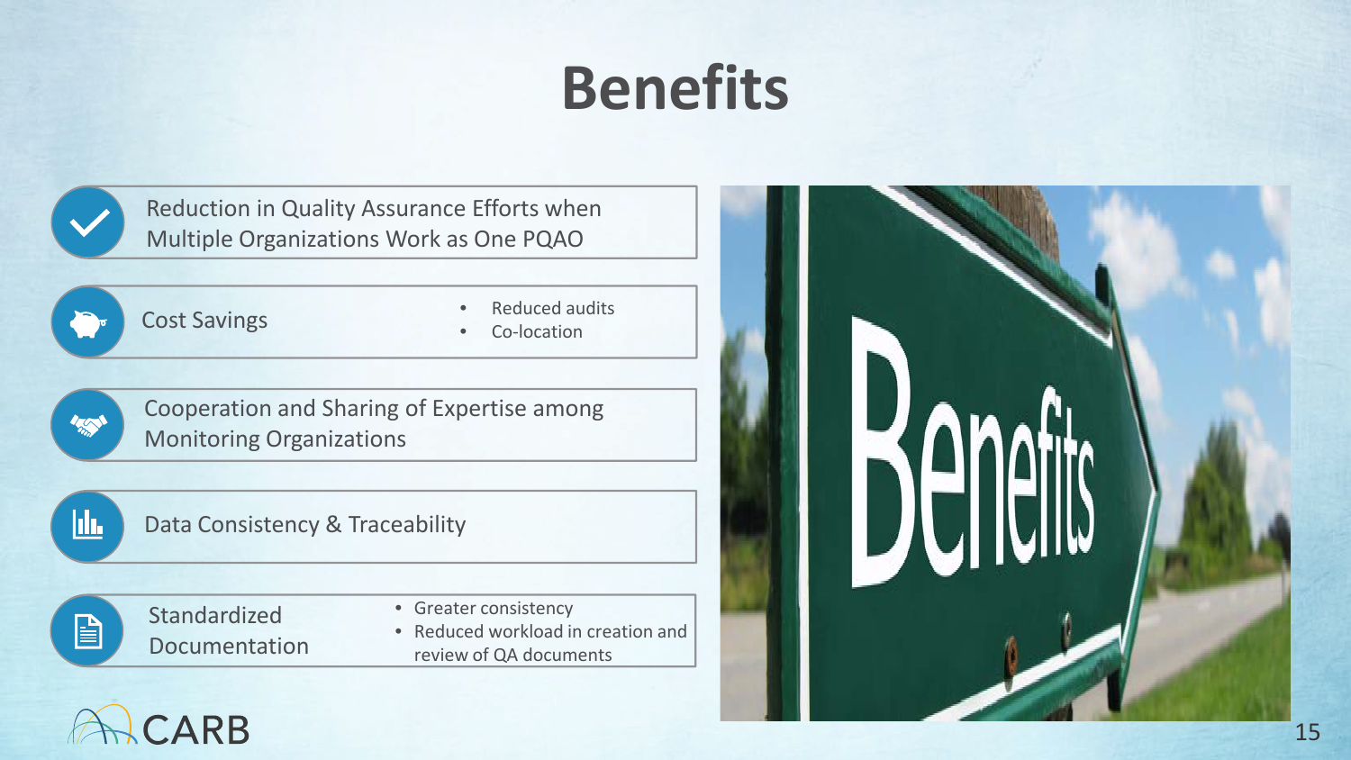# Benefits

- Reduction in Quality Assurance Efforts when Multiple Organizations Work as One PQAO
- Cost Savings
  - Reduced audits
  - Co-location
- Cooperation and Sharing of Expertise among Monitoring Organizations
- Data Consistency & Traceability
- Standardized Documentation
  - Greater consistency
  - Reduced workload in creation and review of QA documents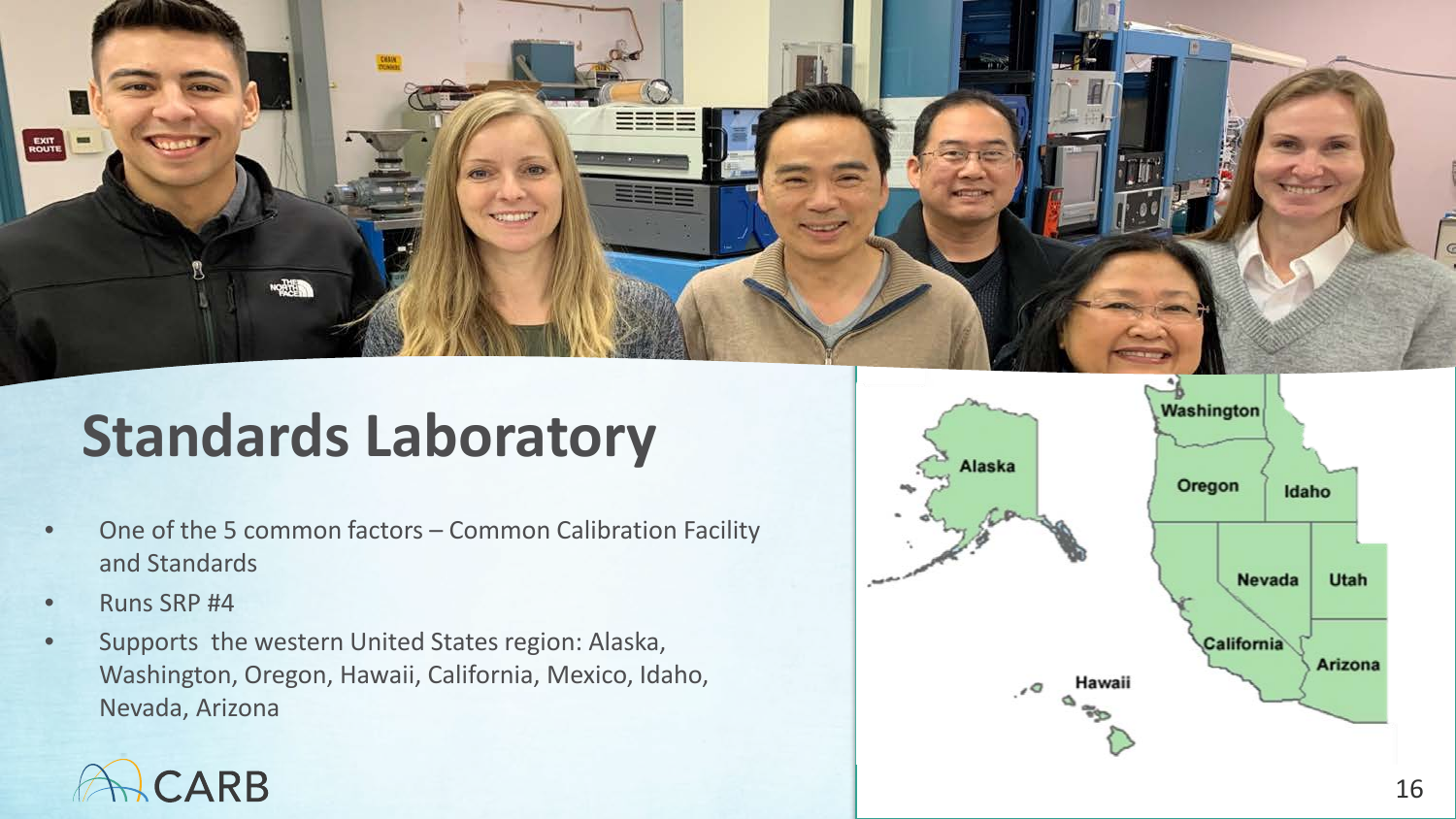# Standards Laboratory

- One of the 5 common factors – Common Calibration Facility and Standards
- Runs SRP #4
- Supports  the western United States region: Alaska, Washington, Oregon, Hawaii, California, Mexico, Idaho, Nevada, Arizona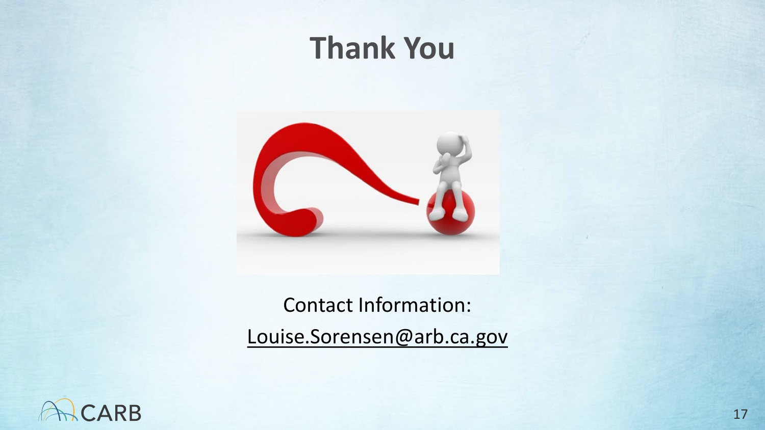# Thank You

Contact Information:

Louise.Sorensen@arb.ca.gov